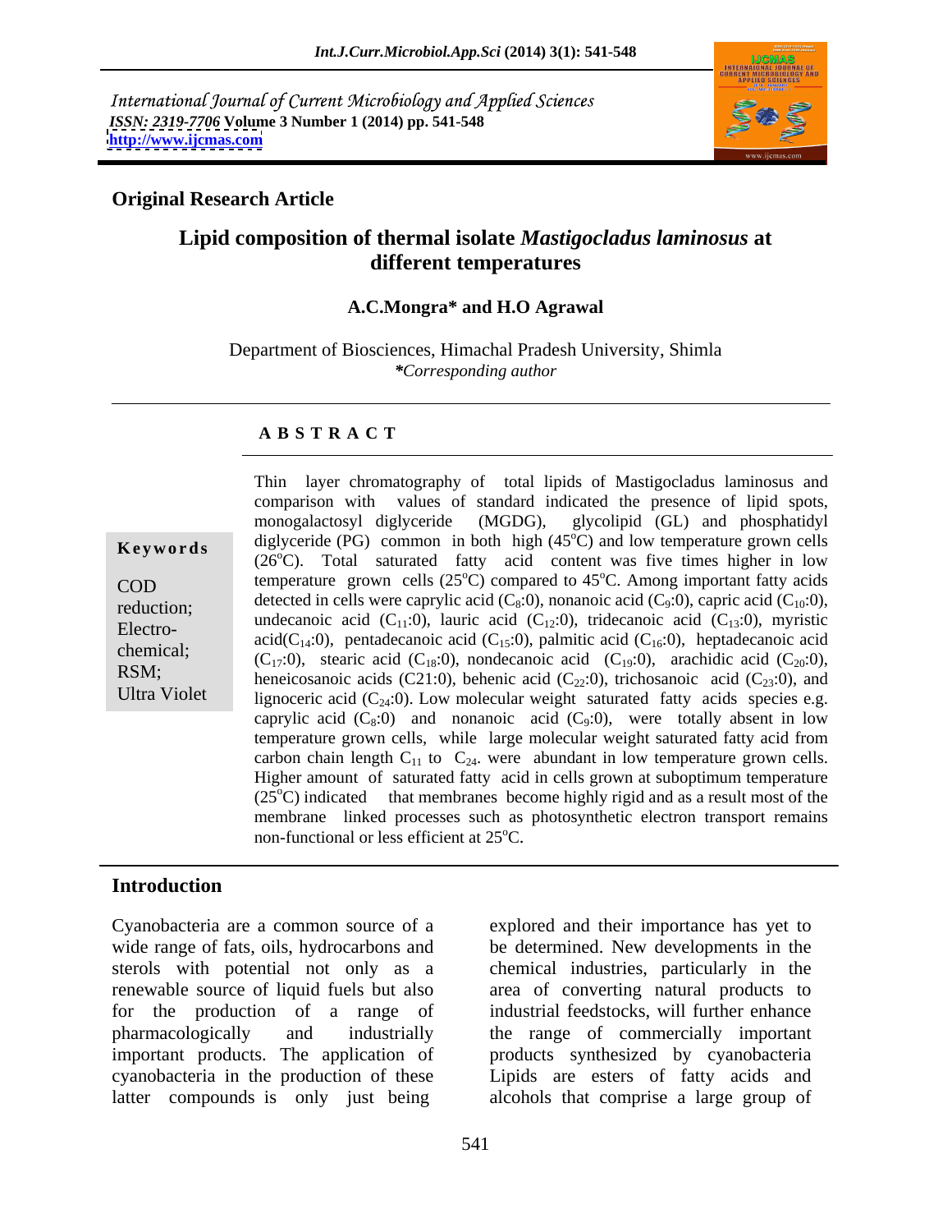International Journal of Current Microbiology and Applied Sciences
*ISSN: 2319-7706* **Volume 3 Number 1 (2014) pp. 541-548**
**http://www.ijcmas.com**

**Original Research Article**

# Lipid composition of thermal isolate *Mastigocladus laminosus* at different temperatures

**A.C.Mongra\* and H.O Agrawal**

Department of Biosciences, Himachal Pradesh University, Shimla
*\*Corresponding author*

## A B S T R A C T

**Keywords**

COD reduction; Electro-chemical; RSM; Ultra Violet

Thin layer chromatography of total lipids of Mastigocladus laminosus and comparison with values of standard indicated the presence of lipid spots, monogalactosyl diglyceride (MGDG), glycolipid (GL) and phosphatidyl diglyceride (PG) common in both high (45$^{o}$C) and low temperature grown cells (26$^{o}$C). Total saturated fatty acid content was five times higher in low temperature grown cells (25$^{o}$C) compared to 45$^{o}$C. Among important fatty acids detected in cells were caprylic acid ($C_8$:0), nonanoic acid ($C_9$:0), capric acid ($C_{10}$:0), undecanoic acid ($C_{11}$:0), lauric acid ($C_{12}$:0), tridecanoic acid ($C_{13}$:0), myristic acid($C_{14}$:0), pentadecanoic acid ($C_{15}$:0), palmitic acid ($C_{16}$:0), heptadecanoic acid ($C_{17}$:0), stearic acid ($C_{18}$:0), nondecanoic acid ($C_{19}$:0), arachidic acid ($C_{20}$:0), heneicosanoic acids (C21:0), behenic acid ($C_{22}$:0), trichosanoic acid ($C_{23}$:0), and lignoceric acid ($C_{24}$:0). Low molecular weight saturated fatty acids species e.g. caprylic acid ($C_8$:0) and nonanoic acid ($C_9$:0), were totally absent in low temperature grown cells, while large molecular weight saturated fatty acid from carbon chain length $C_{11}$ to $C_{24}$. were abundant in low temperature grown cells. Higher amount of saturated fatty acid in cells grown at suboptimum temperature (25$^{o}$C) indicated that membranes become highly rigid and as a result most of the membrane linked processes such as photosynthetic electron transport remains non-functional or less efficient at 25$^{o}$C.

## Introduction

Cyanobacteria are a common source of a wide range of fats, oils, hydrocarbons and sterols with potential not only as a renewable source of liquid fuels but also for the production of a range of pharmacologically and industrially important products. The application of cyanobacteria in the production of these latter compounds is only just being explored and their importance has yet to be determined. New developments in the chemical industries, particularly in the area of converting natural products to industrial feedstocks, will further enhance the range of commercially important products synthesized by cyanobacteria Lipids are esters of fatty acids and alcohols that comprise a large group of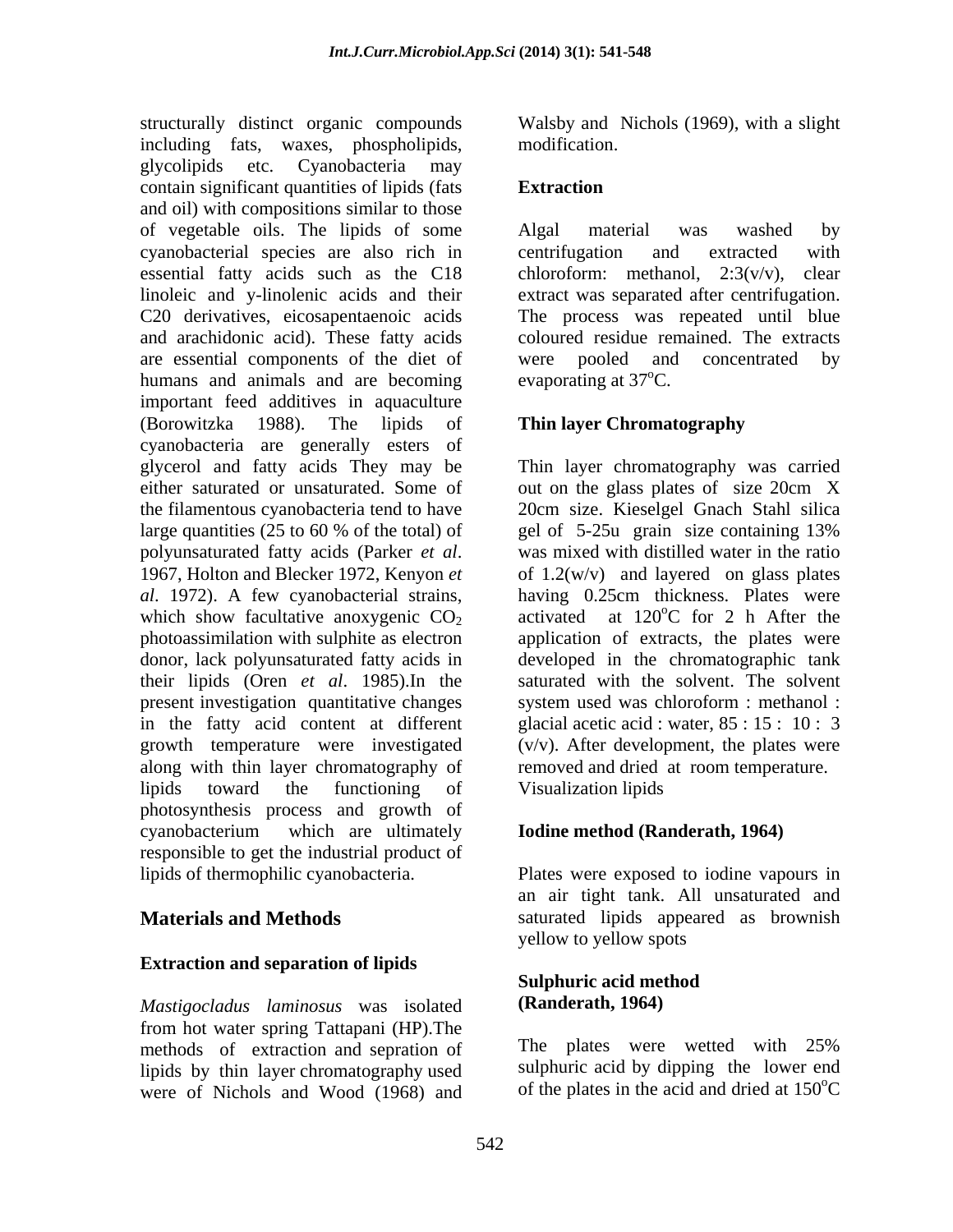structurally distinct organic compounds including fats, waxes, phospholipids, glycolipids etc. Cyanobacteria may contain significant quantities of lipids (fats and oil) with compositions similar to those of vegetable oils. The lipids of some cyanobacterial species are also rich in essential fatty acids such as the C18 linoleic and y-linolenic acids and their C20 derivatives, eicosapentaenoic acids and arachidonic acid). These fatty acids are essential components of the diet of humans and animals and are becoming important feed additives in aquaculture (Borowitzka 1988). The lipids of cyanobacteria are generally esters of glycerol and fatty acids They may be either saturated or unsaturated. Some of the filamentous cyanobacteria tend to have large quantities (25 to 60 % of the total) of polyunsaturated fatty acids (Parker *et al*. 1967, Holton and Blecker 1972, Kenyon *et al*. 1972). A few cyanobacterial strains, which show facultative anoxygenic $CO_2$ photoassimilation with sulphite as electron donor, lack polyunsaturated fatty acids in their lipids (Oren *et al*. 1985).In the present investigation quantitative changes in the fatty acid content at different growth temperature were investigated along with thin layer chromatography of lipids toward the functioning of photosynthesis process and growth of cyanobacterium which are ultimately responsible to get the industrial product of lipids of thermophilic cyanobacteria.

## Materials and Methods

### Extraction and separation of lipids

*Mastigocladus laminosus* was isolated from hot water spring Tattapani (HP).The methods of extraction and sepration of lipids by thin layer chromatography used were of Nichols and Wood (1968) and Walsby and Nichols (1969), with a slight modification.

### Extraction

Algal material was washed by centrifugation and extracted with chloroform: methanol, 2:3(v/v), clear extract was separated after centrifugation. The process was repeated until blue coloured residue remained. The extracts were pooled and concentrated by evaporating at 37$^o$C.

### Thin layer Chromatography

Thin layer chromatography was carried out on the glass plates of size 20cm X 20cm size. Kieselgel Gnach Stahl silica gel of 5-25u grain size containing 13% was mixed with distilled water in the ratio of 1.2(w/v) and layered on glass plates having 0.25cm thickness. Plates were activated at 120$^o$C for 2 h After the application of extracts, the plates were developed in the chromatographic tank saturated with the solvent. The solvent system used was chloroform : methanol : glacial acetic acid : water, 85 : 15 : 10 : 3 (v/v). After development, the plates were removed and dried at room temperature. Visualization lipids

### Iodine method (Randerath, 1964)

Plates were exposed to iodine vapours in an air tight tank. All unsaturated and saturated lipids appeared as brownish yellow to yellow spots

### Sulphuric acid method (Randerath, 1964)

The plates were wetted with 25% sulphuric acid by dipping the lower end of the plates in the acid and dried at 150$^o$C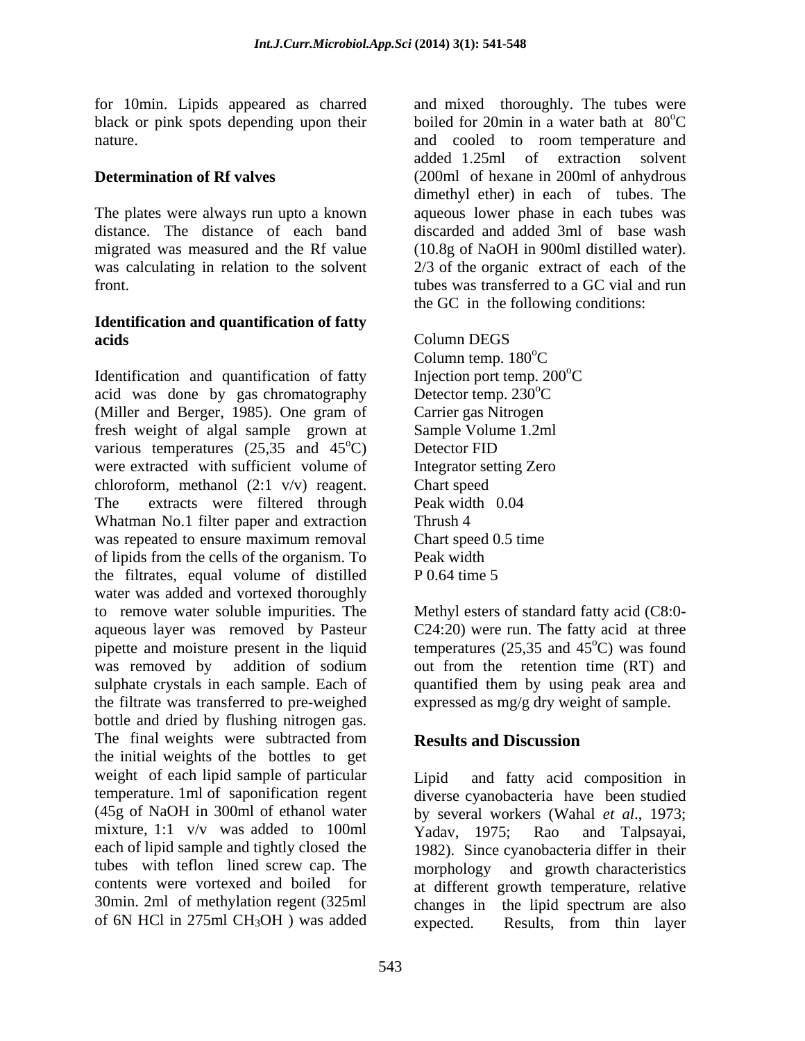for 10min. Lipids appeared as charred black or pink spots depending upon their nature.

### Determination of Rf valves

The plates were always run upto a known distance. The distance of each band migrated was measured and the Rf value was calculating in relation to the solvent front.

### Identification and quantification of fatty acids

Identification and quantification of fatty acid was done by gas chromatography (Miller and Berger, 1985). One gram of fresh weight of algal sample grown at various temperatures (25,35 and 45$^o$C) were extracted with sufficient volume of chloroform, methanol (2:1 v/v) reagent. The extracts were filtered through Whatman No.1 filter paper and extraction was repeated to ensure maximum removal of lipids from the cells of the organism. To the filtrates, equal volume of distilled water was added and vortexed thoroughly to remove water soluble impurities. The aqueous layer was removed by Pasteur pipette and moisture present in the liquid was removed by addition of sodium sulphate crystals in each sample. Each of the filtrate was transferred to pre-weighed bottle and dried by flushing nitrogen gas. The final weights were subtracted from the initial weights of the bottles to get weight of each lipid sample of particular temperature. 1ml of saponification regent (45g of NaOH in 300ml of ethanol water mixture, 1:1 v/v was added to 100ml each of lipid sample and tightly closed the tubes with teflon lined screw cap. The contents were vortexed and boiled for 30min. 2ml of methylation regent (325ml of 6N HCl in 275ml $CH_3OH$ ) was added and mixed thoroughly. The tubes were boiled for 20min in a water bath at 80$^o$C and cooled to room temperature and added 1.25ml of extraction solvent (200ml of hexane in 200ml of anhydrous dimethyl ether) in each of tubes. The aqueous lower phase in each tubes was discarded and added 3ml of base wash (10.8g of NaOH in 900ml distilled water). 2/3 of the organic extract of each of the tubes was transferred to a GC vial and run the GC in the following conditions:

Column DEGS
Column temp. 180$^o$C
Injection port temp. 200$^o$C
Detector temp. 230$^o$C
Carrier gas Nitrogen
Sample Volume 1.2ml
Detector FID
Integrator setting Zero
Chart speed
Peak width 0.04
Thrush 4
Chart speed 0.5 time
Peak width
P 0.64 time 5

Methyl esters of standard fatty acid (C8:0-C24:20) were run. The fatty acid at three temperatures (25,35 and 45$^o$C) was found out from the retention time (RT) and quantified them by using peak area and expressed as mg/g dry weight of sample.

## Results and Discussion

Lipid and fatty acid composition in diverse cyanobacteria have been studied by several workers (Wahal *et al*., 1973; Yadav, 1975; Rao and Talpsayai, 1982). Since cyanobacteria differ in their morphology and growth characteristics at different growth temperature, relative changes in the lipid spectrum are also expected. Results, from thin layer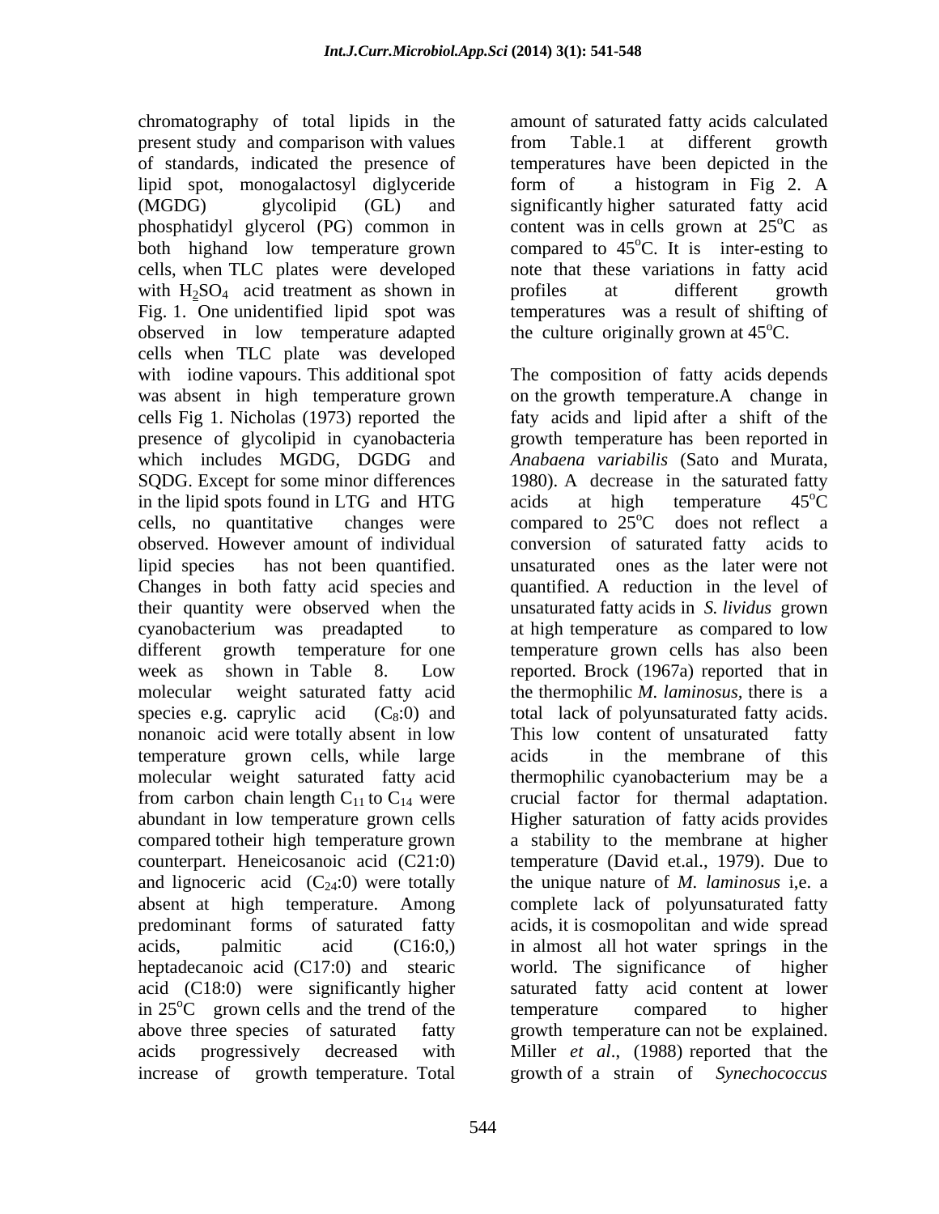chromatography of total lipids in the present study and comparison with values of standards, indicated the presence of lipid spot, monogalactosyl diglyceride (MGDG) glycolipid (GL) and phosphatidyl glycerol (PG) common in both highand low temperature grown cells, when TLC plates were developed with $H_2SO_4$ acid treatment as shown in Fig. 1. One unidentified lipid spot was observed in low temperature adapted cells when TLC plate was developed with iodine vapours. This additional spot was absent in high temperature grown cells Fig 1. Nicholas (1973) reported the presence of glycolipid in cyanobacteria which includes MGDG, DGDG and SQDG. Except for some minor differences in the lipid spots found in LTG and HTG cells, no quantitative changes were observed. However amount of individual lipid species has not been quantified. Changes in both fatty acid species and their quantity were observed when the cyanobacterium was preadapted to different growth temperature for one week as shown in Table 8. Low molecular weight saturated fatty acid species e.g. caprylic acid ($C_8$:0) and nonanoic acid were totally absent in low temperature grown cells, while large molecular weight saturated fatty acid from carbon chain length $C_{11}$ to $C_{14}$ were abundant in low temperature grown cells compared totheir high temperature grown counterpart. Heneicosanoic acid (C21:0) and lignoceric acid ($C_{24}$:0) were totally absent at high temperature. Among predominant forms of saturated fatty acids, palmitic acid (C16:0,) heptadecanoic acid (C17:0) and stearic acid (C18:0) were significantly higher in 25$^{o}$C grown cells and the trend of the above three species of saturated fatty acids progressively decreased with increase of growth temperature. Total amount of saturated fatty acids calculated from Table.1 at different growth temperatures have been depicted in the form of a histogram in Fig 2. A significantly higher saturated fatty acid content was in cells grown at 25$^{o}$C as compared to 45$^{o}$C. It is inter-esting to note that these variations in fatty acid profiles at different growth temperatures was a result of shifting of the culture originally grown at 45$^{o}$C.

The composition of fatty acids depends on the growth temperature.A change in faty acids and lipid after a shift of the growth temperature has been reported in *Anabaena variabilis* (Sato and Murata, 1980). A decrease in the saturated fatty acids at high temperature 45$^{o}$C compared to 25$^{o}$C does not reflect a conversion of saturated fatty acids to unsaturated ones as the later were not quantified. A reduction in the level of unsaturated fatty acids in *S. lividus* grown at high temperature as compared to low temperature grown cells has also been reported. Brock (1967a) reported that in the thermophilic *M. laminosus*, there is a total lack of polyunsaturated fatty acids. This low content of unsaturated fatty acids in the membrane of this thermophilic cyanobacterium may be a crucial factor for thermal adaptation. Higher saturation of fatty acids provides a stability to the membrane at higher temperature (David et.al., 1979). Due to the unique nature of *M. laminosus* i,e. a complete lack of polyunsaturated fatty acids, it is cosmopolitan and wide spread in almost all hot water springs in the world. The significance of higher saturated fatty acid content at lower temperature compared to higher growth temperature can not be explained. Miller *et al*., (1988) reported that the growth of a strain of *Synechococcus*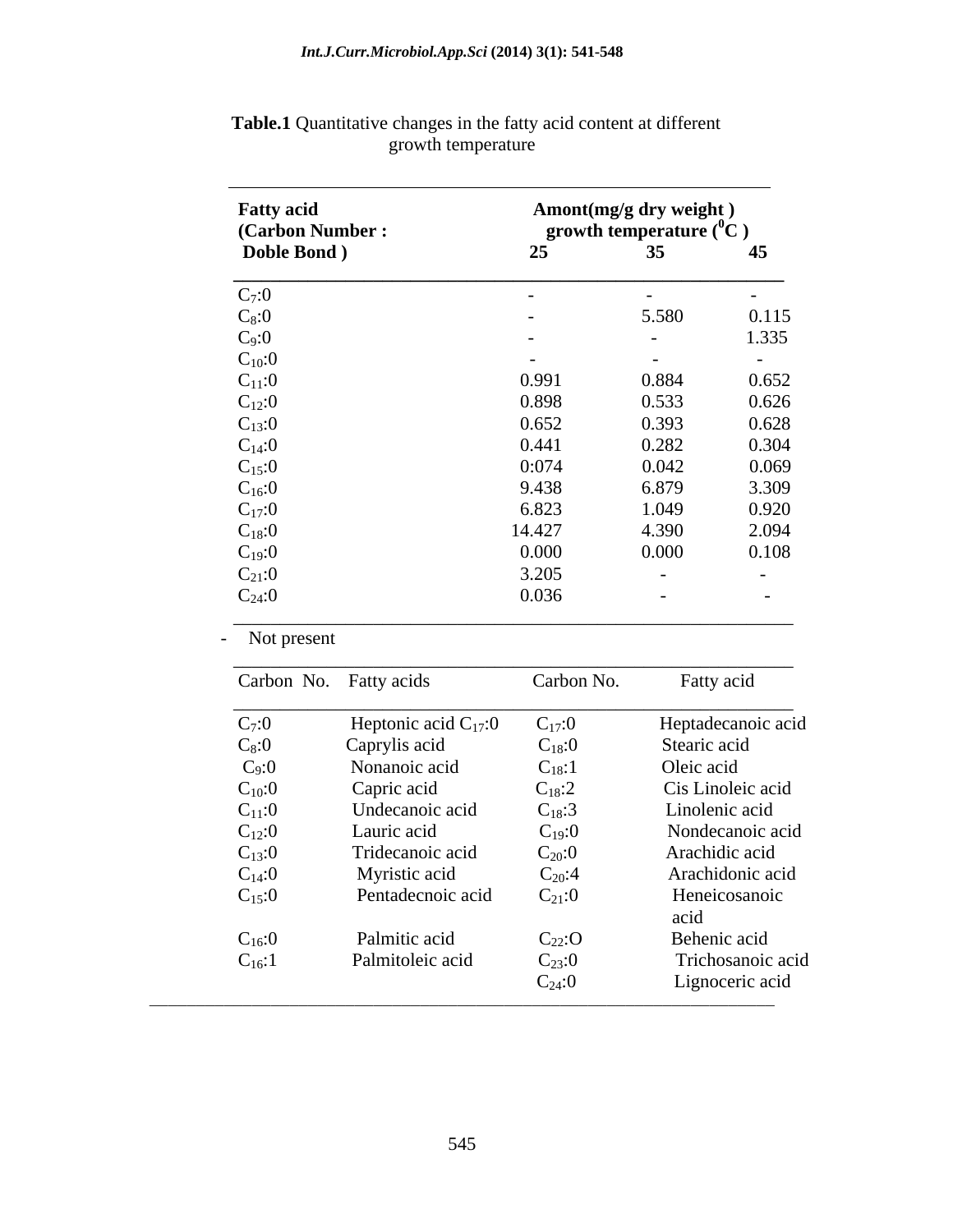**Table.1** Quantitative changes in the fatty acid content at different growth temperature

| Fatty acid (Carbon Number : Doble Bond ) | Amont(mg/g dry weight ) growth temperature ($^{0}C$ ) | | |
|---|---|---|---|
| | 25 | 35 | 45 |
| $C_7$:0 | - | - | - |
| $C_8$:0 | - | 5.580 | 0.115 |
| $C_9$:0 | - | - | 1.335 |
| $C_{10}$:0 | - | - | - |
| $C_{11}$:0 | 0.991 | 0.884 | 0.652 |
| $C_{12}$:0 | 0.898 | 0.533 | 0.626 |
| $C_{13}$:0 | 0.652 | 0.393 | 0.628 |
| $C_{14}$:0 | 0.441 | 0.282 | 0.304 |
| $C_{15}$:0 | 0:074 | 0.042 | 0.069 |
| $C_{16}$:0 | 9.438 | 6.879 | 3.309 |
| $C_{17}$:0 | 6.823 | 1.049 | 0.920 |
| $C_{18}$:0 | 14.427 | 4.390 | 2.094 |
| $C_{19}$:0 | 0.000 | 0.000 | 0.108 |
| $C_{21}$:0 | 3.205 | - | - |
| $C_{24}$:0 | 0.036 | - | - |

- Not present

| Carbon No. | Fatty acids | Carbon No. | Fatty acid |
|---|---|---|---|
| $C_7$:0 | Heptonic acid $C_{17}$:0 | $C_{17}$:0 | Heptadecanoic acid |
| $C_8$:0 | Caprylis acid | $C_{18}$:0 | Stearic acid |
| $C_9$:0 | Nonanoic acid | $C_{18}$:1 | Oleic acid |
| $C_{10}$:0 | Capric acid | $C_{18}$:2 | Cis Linoleic acid |
| $C_{11}$:0 | Undecanoic acid | $C_{18}$:3 | Linolenic acid |
| $C_{12}$:0 | Lauric acid | $C_{19}$:0 | Nondecanoic acid |
| $C_{13}$:0 | Tridecanoic acid | $C_{20}$:0 | Arachidic acid |
| $C_{14}$:0 | Myristic acid | $C_{20}$:4 | Arachidonic acid |
| $C_{15}$:0 | Pentadecnoic acid | $C_{21}$:0 | Heneicosanoic acid |
| $C_{16}$:0 | Palmitic acid | $C_{22}$:O | Behenic acid |
| $C_{16}$:1 | Palmitoleic acid | $C_{23}$:0 | Trichosanoic acid |
| | | $C_{24}$:0 | Lignoceric acid |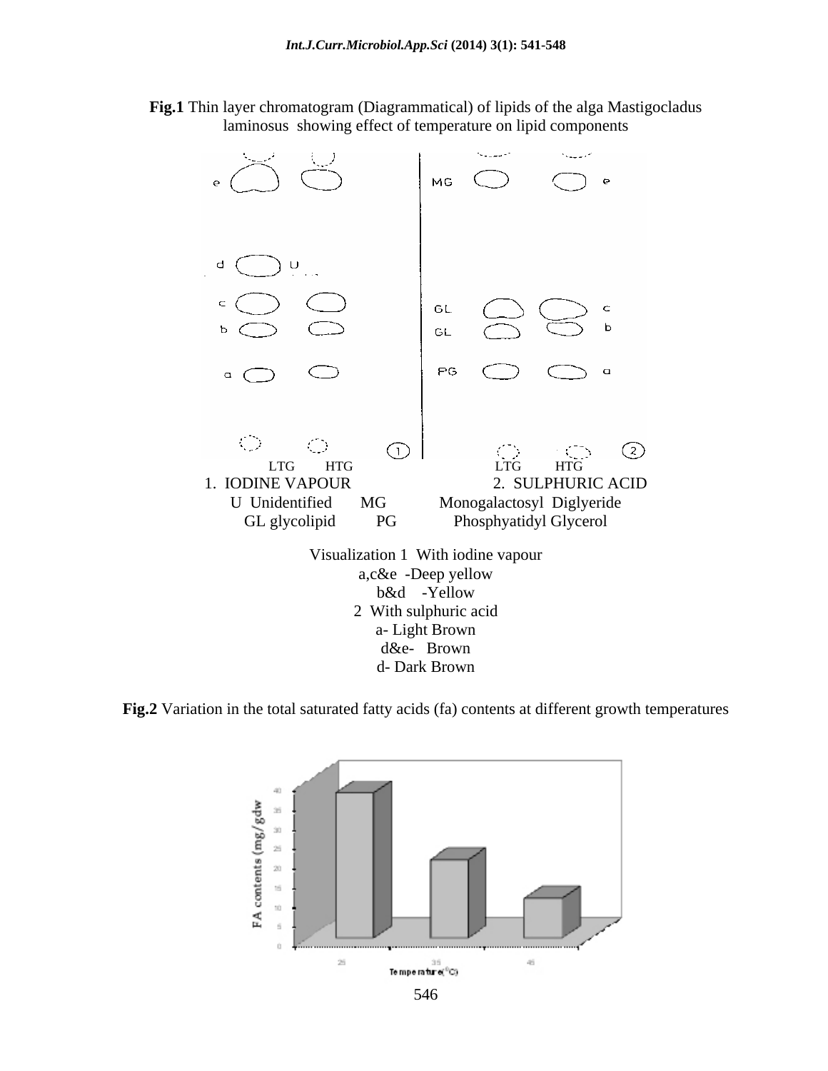**Fig.1** Thin layer chromatogram (Diagrammatical) of lipids of the alga Mastigocladus laminosus showing effect of temperature on lipid components

1. IODINE VAPOUR　　2. SULPHURIC ACID

U Unidentified　MG　Monogalactosyl Diglyeride

GL glycolipid　PG　Phosphyatidyl Glycerol

Visualization 1 With iodine vapour

a,c&e -Deep yellow

b&d -Yellow

2 With sulphuric acid

a- Light Brown

d&e- Brown

d- Dark Brown

**Fig.2** Variation in the total saturated fatty acids (fa) contents at different growth temperatures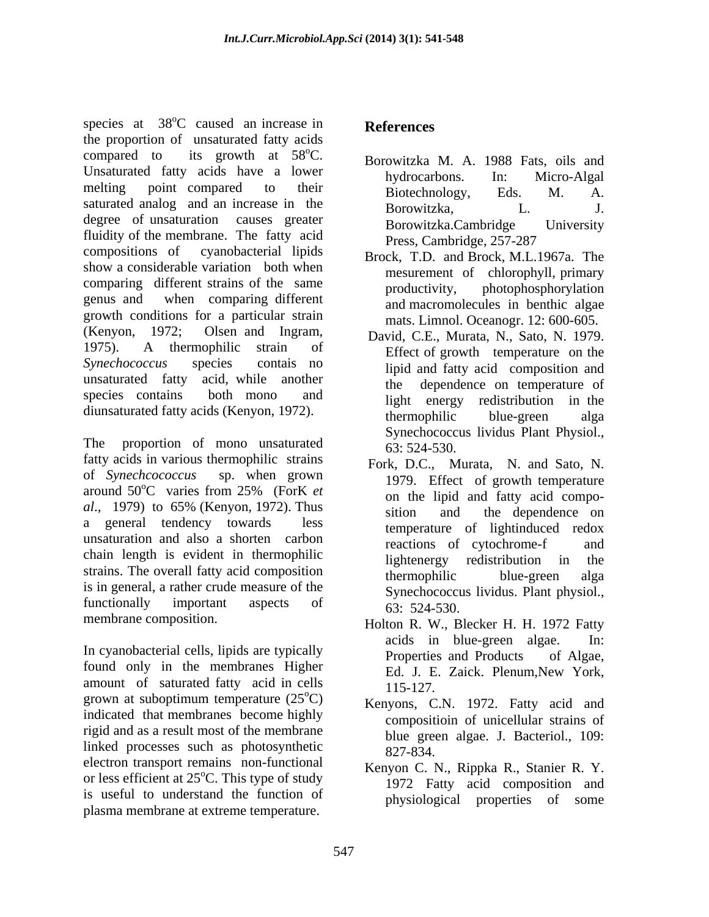species at 38$^{o}$C caused an increase in the proportion of unsaturated fatty acids compared to its growth at 58$^{o}$C. Unsaturated fatty acids have a lower melting point compared to their saturated analog and an increase in the degree of unsaturation causes greater fluidity of the membrane. The fatty acid compositions of cyanobacterial lipids show a considerable variation both when comparing different strains of the same genus and when comparing different growth conditions for a particular strain (Kenyon, 1972; Olsen and Ingram, 1975). A thermophilic strain of *Synechococcus* species contais no unsaturated fatty acid, while another species contains both mono and diunsaturated fatty acids (Kenyon, 1972).

The proportion of mono unsaturated fatty acids in various thermophilic strains of *Synechcococcus* sp. when grown around 50$^{o}$C varies from 25% (ForK *et al*., 1979) to 65% (Kenyon, 1972). Thus a general tendency towards less unsaturation and also a shorten carbon chain length is evident in thermophilic strains. The overall fatty acid composition is in general, a rather crude measure of the functionally important aspects of membrane composition.

In cyanobacterial cells, lipids are typically found only in the membranes Higher amount of saturated fatty acid in cells grown at suboptimum temperature (25$^{o}$C) indicated that membranes become highly rigid and as a result most of the membrane linked processes such as photosynthetic electron transport remains non-functional or less efficient at 25$^{o}$C. This type of study is useful to understand the function of plasma membrane at extreme temperature.

## References

Borowitzka M. A. 1988 Fats, oils and hydrocarbons. In: Micro-Algal Biotechnology, Eds. M. A. Borowitzka, L. J. Borowitzka.Cambridge University Press, Cambridge, 257-287

Brock, T.D. and Brock, M.L.1967a. The mesurement of chlorophyll, primary productivity, photophosphorylation and macromolecules in benthic algae mats. Limnol. Oceanogr. 12: 600-605.

David, C.E., Murata, N., Sato, N. 1979. Effect of growth temperature on the lipid and fatty acid composition and the dependence on temperature of light energy redistribution in the thermophilic blue-green alga Synechococcus lividus Plant Physiol., 63: 524-530.

Fork, D.C., Murata, N. and Sato, N. 1979. Effect of growth temperature on the lipid and fatty acid composition and the dependence on temperature of lightinduced redox reactions of cytochrome-f and lightenergy redistribution in the thermophilic blue-green alga Synechococcus lividus. Plant physiol., 63: 524-530.

Holton R. W., Blecker H. H. 1972 Fatty acids in blue-green algae. In: Properties and Products of Algae, Ed. J. E. Zaick. Plenum,New York, 115-127.

Kenyons, C.N. 1972. Fatty acid and compositioin of unicellular strains of blue green algae. J. Bacteriol., 109: 827-834.

Kenyon C. N., Rippka R., Stanier R. Y. 1972 Fatty acid composition and physiological properties of some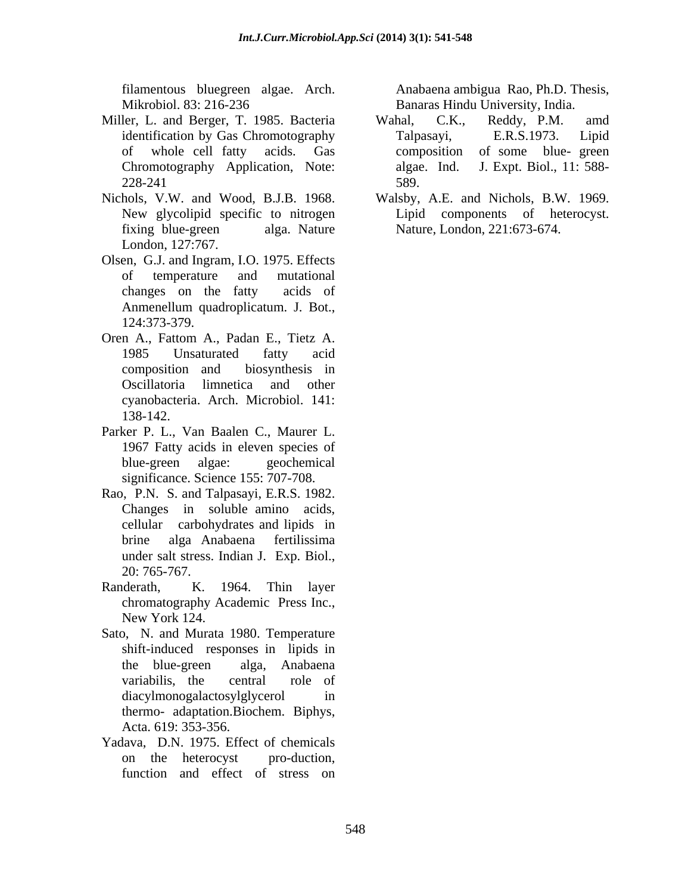filamentous bluegreen algae. Arch. Mikrobiol. 83: 216-236

Miller, L. and Berger, T. 1985. Bacteria identification by Gas Chromotography of whole cell fatty acids. Gas Chromotography Application, Note: 228-241

Nichols, V.W. and Wood, B.J.B. 1968. New glycolipid specific to nitrogen fixing blue-green alga. Nature London, 127:767.

Olsen, G.J. and Ingram, I.O. 1975. Effects of temperature and mutational changes on the fatty acids of Anmenellum quadroplicatum. J. Bot., 124:373-379.

Oren A., Fattom A., Padan E., Tietz A. 1985 Unsaturated fatty acid composition and biosynthesis in Oscillatoria limnetica and other cyanobacteria. Arch. Microbiol. 141: 138-142.

Parker P. L., Van Baalen C., Maurer L. 1967 Fatty acids in eleven species of blue-green algae: geochemical significance. Science 155: 707-708.

Rao, P.N. S. and Talpasayi, E.R.S. 1982. Changes in soluble amino acids, cellular carbohydrates and lipids in brine alga Anabaena fertilissima under salt stress. Indian J. Exp. Biol., 20: 765-767.

Randerath, K. 1964. Thin layer chromatography Academic Press Inc., New York 124.

Sato, N. and Murata 1980. Temperature shift-induced responses in lipids in the blue-green alga, Anabaena variabilis, the central role of diacylmonogalactosylglycerol in thermo- adaptation.Biochem. Biphys, Acta. 619: 353-356.

Yadava, D.N. 1975. Effect of chemicals on the heterocyst pro-duction, function and effect of stress on Anabaena ambigua Rao, Ph.D. Thesis, Banaras Hindu University, India.

Wahal, C.K., Reddy, P.M. amd Talpasayi, E.R.S.1973. Lipid composition of some blue- green algae. Ind. J. Expt. Biol., 11: 588-589.

Walsby, A.E. and Nichols, B.W. 1969. Lipid components of heterocyst. Nature, London, 221:673-674.